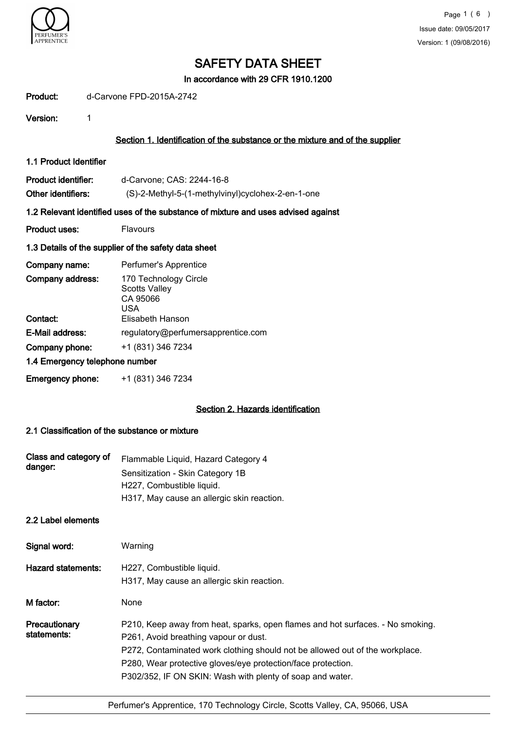# SAFETY DATA SHEET

**In accordance with 29 CFR 1910.1200**

**Product:** d-Carvone FPD-2015A-2742

**Version:** 1

## Section 1. Identification of the substance or the mixture and of the supplier

### 1.1 Product Identifier

**Product identifier:** d-Carvone; CAS: 2244-16-8

**Other identifiers:** (S)-2-Methyl-5-(1-methylvinyl)cyclohex-2-en-1-one

### 1.2 Relevant identified uses of the substance of mixture and uses advised against

**Product uses:** Flavours

### 1.3 Details of the supplier of the safety data sheet

**Company name:** Perfumer's Apprentice

**Company address:** 170 Technology Circle
Scotts Valley
CA 95066
USA

**Contact:** Elisabeth Hanson

**E-Mail address:** regulatory@perfumersapprentice.com

**Company phone:** +1 (831) 346 7234

### 1.4 Emergency telephone number

**Emergency phone:** +1 (831) 346 7234

## Section 2. Hazards identification

### 2.1 Classification of the substance or mixture

**Class and category of danger:**
Flammable Liquid, Hazard Category 4
Sensitization - Skin Category 1B
H227, Combustible liquid.
H317, May cause an allergic skin reaction.

### 2.2 Label elements

**Signal word:** Warning

**Hazard statements:**
H227, Combustible liquid.
H317, May cause an allergic skin reaction.

**M factor:** None

**Precautionary statements:**
P210, Keep away from heat, sparks, open flames and hot surfaces. - No smoking.
P261, Avoid breathing vapour or dust.
P272, Contaminated work clothing should not be allowed out of the workplace.
P280, Wear protective gloves/eye protection/face protection.
P302/352, IF ON SKIN: Wash with plenty of soap and water.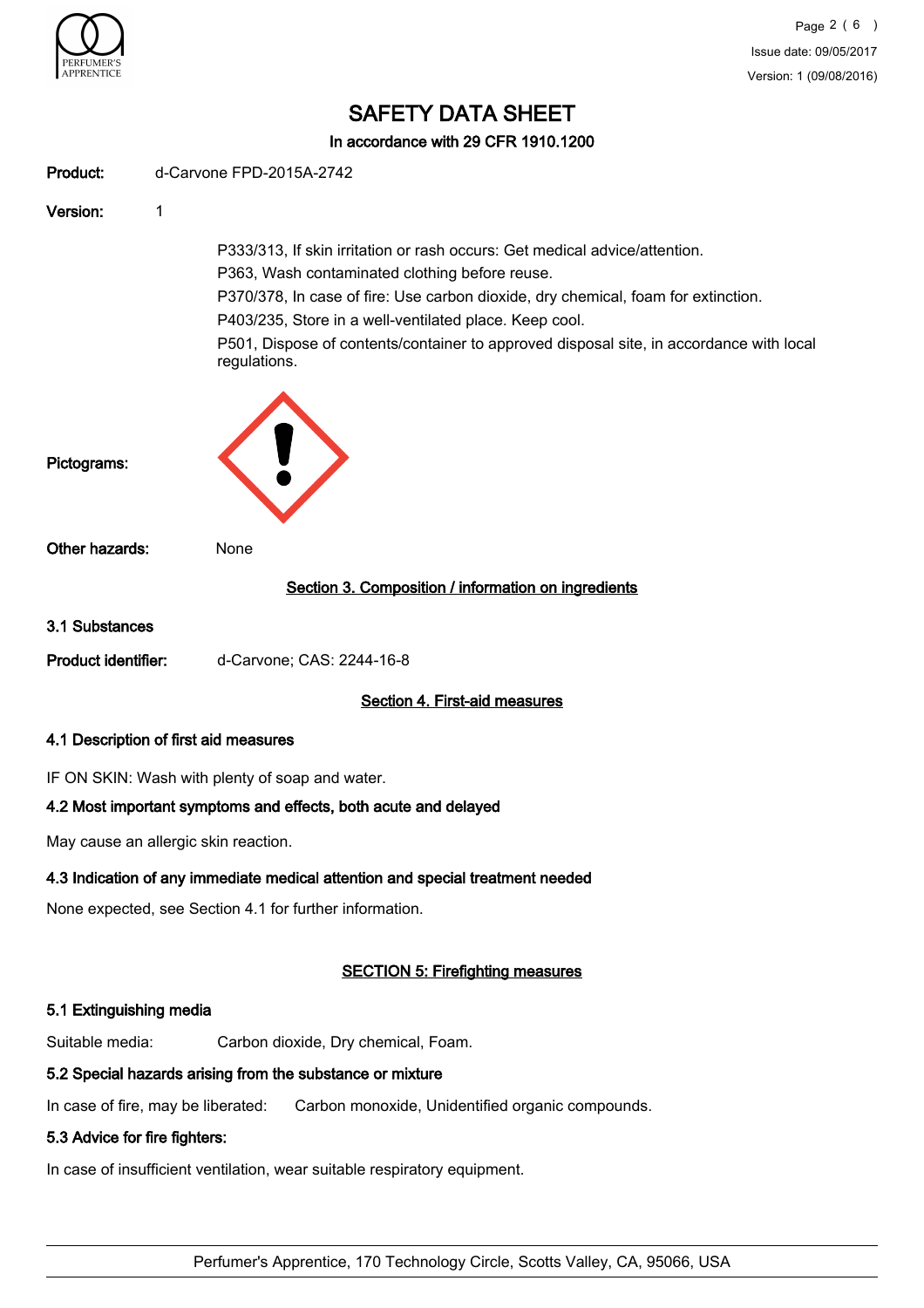# SAFETY DATA SHEET

**In accordance with 29 CFR 1910.1200**

**Product:** d-Carvone FPD-2015A-2742

**Version:** 1

P333/313, If skin irritation or rash occurs: Get medical advice/attention.
P363, Wash contaminated clothing before reuse.
P370/378, In case of fire: Use carbon dioxide, dry chemical, foam for extinction.
P403/235, Store in a well-ventilated place. Keep cool.
P501, Dispose of contents/container to approved disposal site, in accordance with local regulations.

**Pictograms:**

**Other hazards:** None

## Section 3. Composition / information on ingredients

### 3.1 Substances

**Product identifier:** d-Carvone; CAS: 2244-16-8

## Section 4. First-aid measures

### 4.1 Description of first aid measures

IF ON SKIN: Wash with plenty of soap and water.

### 4.2 Most important symptoms and effects, both acute and delayed

May cause an allergic skin reaction.

### 4.3 Indication of any immediate medical attention and special treatment needed

None expected, see Section 4.1 for further information.

## SECTION 5: Firefighting measures

### 5.1 Extinguishing media

Suitable media: Carbon dioxide, Dry chemical, Foam.

### 5.2 Special hazards arising from the substance or mixture

In case of fire, may be liberated: Carbon monoxide, Unidentified organic compounds.

### 5.3 Advice for fire fighters:

In case of insufficient ventilation, wear suitable respiratory equipment.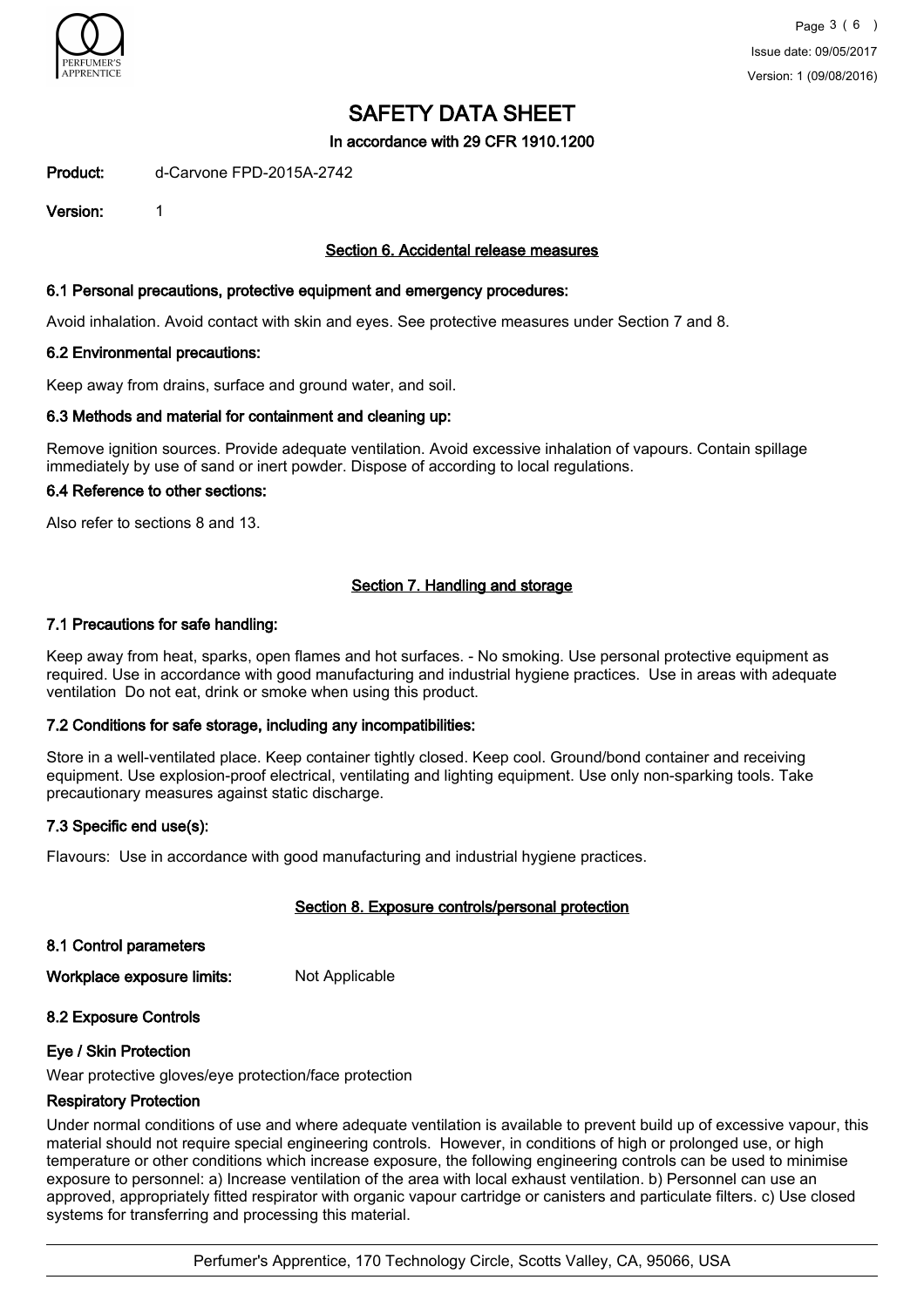# SAFETY DATA SHEET

In accordance with 29 CFR 1910.1200

**Product:** d-Carvone FPD-2015A-2742

**Version:** 1

## Section 6. Accidental release measures

### 6.1 Personal precautions, protective equipment and emergency procedures:

Avoid inhalation. Avoid contact with skin and eyes. See protective measures under Section 7 and 8.

### 6.2 Environmental precautions:

Keep away from drains, surface and ground water, and soil.

### 6.3 Methods and material for containment and cleaning up:

Remove ignition sources. Provide adequate ventilation. Avoid excessive inhalation of vapours. Contain spillage immediately by use of sand or inert powder. Dispose of according to local regulations.

### 6.4 Reference to other sections:

Also refer to sections 8 and 13.

## Section 7. Handling and storage

### 7.1 Precautions for safe handling:

Keep away from heat, sparks, open flames and hot surfaces. - No smoking. Use personal protective equipment as required. Use in accordance with good manufacturing and industrial hygiene practices. Use in areas with adequate ventilation Do not eat, drink or smoke when using this product.

### 7.2 Conditions for safe storage, including any incompatibilities:

Store in a well-ventilated place. Keep container tightly closed. Keep cool. Ground/bond container and receiving equipment. Use explosion-proof electrical, ventilating and lighting equipment. Use only non-sparking tools. Take precautionary measures against static discharge.

### 7.3 Specific end use(s):

Flavours: Use in accordance with good manufacturing and industrial hygiene practices.

## Section 8. Exposure controls/personal protection

### 8.1 Control parameters

**Workplace exposure limits:** Not Applicable

### 8.2 Exposure Controls

#### Eye / Skin Protection

Wear protective gloves/eye protection/face protection

#### Respiratory Protection

Under normal conditions of use and where adequate ventilation is available to prevent build up of excessive vapour, this material should not require special engineering controls. However, in conditions of high or prolonged use, or high temperature or other conditions which increase exposure, the following engineering controls can be used to minimise exposure to personnel: a) Increase ventilation of the area with local exhaust ventilation. b) Personnel can use an approved, appropriately fitted respirator with organic vapour cartridge or canisters and particulate filters. c) Use closed systems for transferring and processing this material.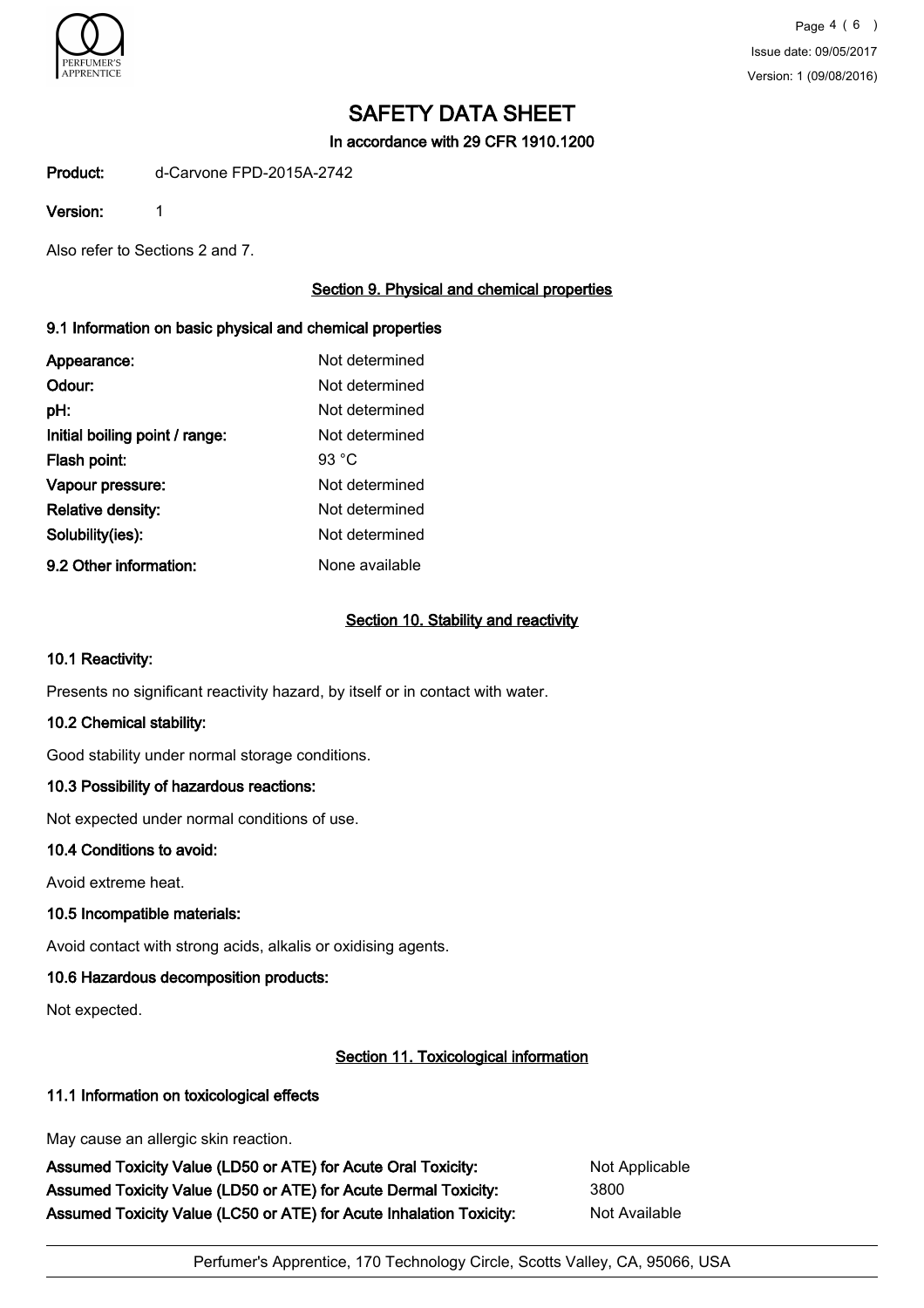# SAFETY DATA SHEET

In accordance with 29 CFR 1910.1200

**Product:** d-Carvone FPD-2015A-2742

**Version:** 1

Also refer to Sections 2 and 7.

## Section 9. Physical and chemical properties

### 9.1 Information on basic physical and chemical properties

| | |
|---|---|
| **Appearance:** | Not determined |
| **Odour:** | Not determined |
| **pH:** | Not determined |
| **Initial boiling point / range:** | Not determined |
| **Flash point:** | 93 °C |
| **Vapour pressure:** | Not determined |
| **Relative density:** | Not determined |
| **Solubility(ies):** | Not determined |
| **9.2 Other information:** | None available |

## Section 10. Stability and reactivity

### 10.1 Reactivity:

Presents no significant reactivity hazard, by itself or in contact with water.

### 10.2 Chemical stability:

Good stability under normal storage conditions.

### 10.3 Possibility of hazardous reactions:

Not expected under normal conditions of use.

### 10.4 Conditions to avoid:

Avoid extreme heat.

### 10.5 Incompatible materials:

Avoid contact with strong acids, alkalis or oxidising agents.

### 10.6 Hazardous decomposition products:

Not expected.

## Section 11. Toxicological information

### 11.1 Information on toxicological effects

May cause an allergic skin reaction.

| | |
|---|---|
| **Assumed Toxicity Value (LD50 or ATE) for Acute Oral Toxicity:** | Not Applicable |
| **Assumed Toxicity Value (LD50 or ATE) for Acute Dermal Toxicity:** | 3800 |
| **Assumed Toxicity Value (LC50 or ATE) for Acute Inhalation Toxicity:** | Not Available |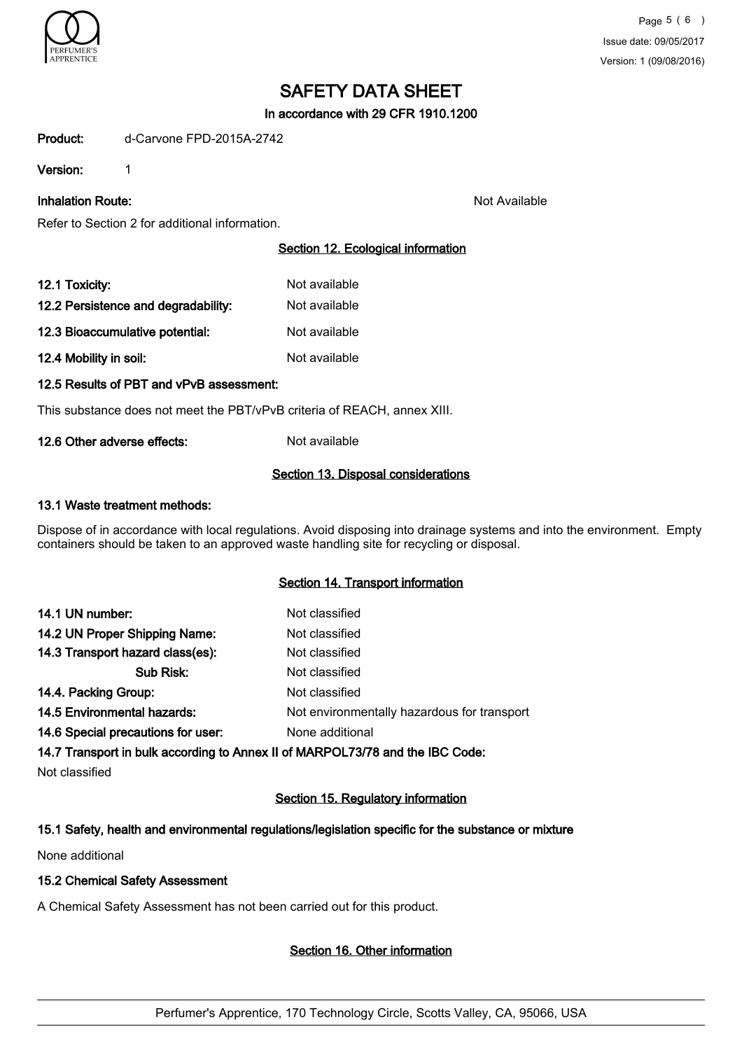# SAFETY DATA SHEET

In accordance with 29 CFR 1910.1200

**Product:** d-Carvone FPD-2015A-2742

**Version:** 1

**Inhalation Route:** Not Available

Refer to Section 2 for additional information.

## Section 12. Ecological information

| | |
|---|---|
| **12.1 Toxicity:** | Not available |
| **12.2 Persistence and degradability:** | Not available |
| **12.3 Bioaccumulative potential:** | Not available |
| **12.4 Mobility in soil:** | Not available |

**12.5 Results of PBT and vPvB assessment:**

This substance does not meet the PBT/vPvB criteria of REACH, annex XIII.

**12.6 Other adverse effects:** Not available

## Section 13. Disposal considerations

**13.1 Waste treatment methods:**

Dispose of in accordance with local regulations. Avoid disposing into drainage systems and into the environment. Empty containers should be taken to an approved waste handling site for recycling or disposal.

## Section 14. Transport information

| | |
|---|---|
| **14.1 UN number:** | Not classified |
| **14.2 UN Proper Shipping Name:** | Not classified |
| **14.3 Transport hazard class(es):** | Not classified |
| **Sub Risk:** | Not classified |
| **14.4. Packing Group:** | Not classified |
| **14.5 Environmental hazards:** | Not environmentally hazardous for transport |
| **14.6 Special precautions for user:** | None additional |

**14.7 Transport in bulk according to Annex II of MARPOL73/78 and the IBC Code:**

Not classified

## Section 15. Regulatory information

**15.1 Safety, health and environmental regulations/legislation specific for the substance or mixture**

None additional

**15.2 Chemical Safety Assessment**

A Chemical Safety Assessment has not been carried out for this product.

## Section 16. Other information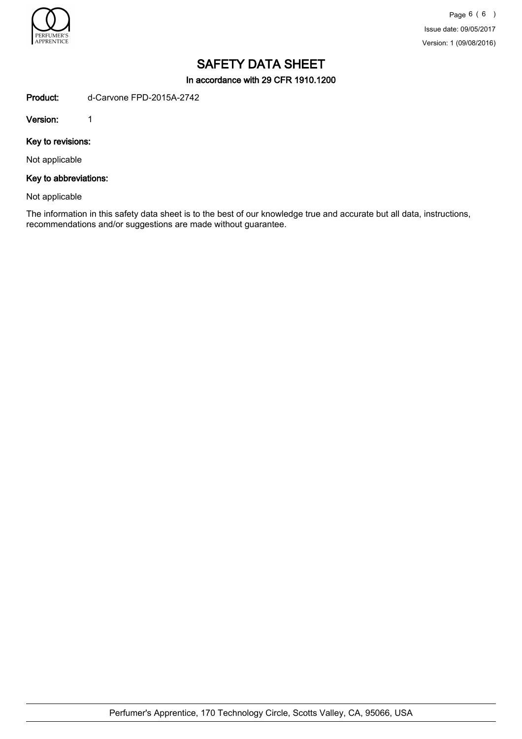# SAFETY DATA SHEET

In accordance with 29 CFR 1910.1200

**Product:** d-Carvone FPD-2015A-2742

**Version:** 1

**Key to revisions:**

Not applicable

**Key to abbreviations:**

Not applicable

The information in this safety data sheet is to the best of our knowledge true and accurate but all data, instructions, recommendations and/or suggestions are made without guarantee.